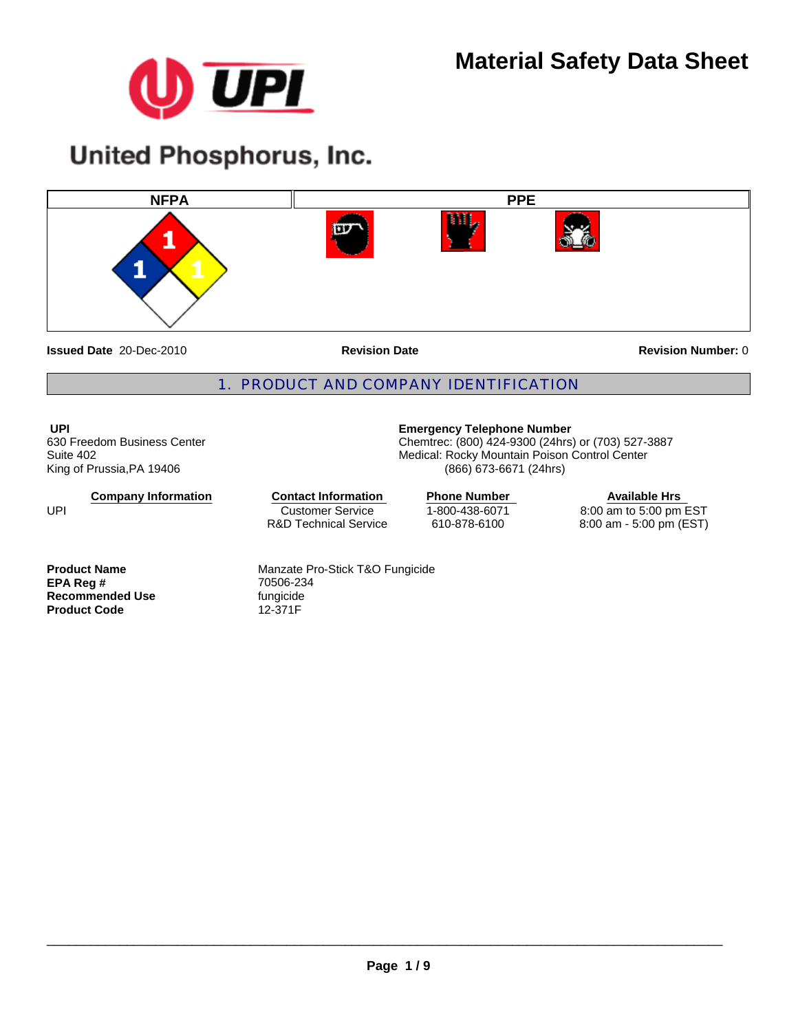# Material Safety Data Sheet

United Phosphorus, Inc.

| NFPA | PPE |
|---|---|
| 1 / 1 / 1 | |

**Issued Date** 20-Dec-2010 **Revision Date** **Revision Number:** 0

## 1. PRODUCT AND COMPANY IDENTIFICATION

**UPI**
630 Freedom Business Center
Suite 402
King of Prussia,PA 19406

**Emergency Telephone Number**
Chemtrec: (800) 424-9300 (24hrs) or (703) 527-3887
Medical: Rocky Mountain Poison Control Center
(866) 673-6671 (24hrs)

| Company Information | Contact Information | Phone Number | Available Hrs |
|---|---|---|---|
| UPI | Customer Service | 1-800-438-6071 | 8:00 am to 5:00 pm EST |
| | R&D Technical Service | 610-878-6100 | 8:00 am - 5:00 pm (EST) |

**Product Name** Manzate Pro-Stick T&O Fungicide
**EPA Reg #** 70506-234
**Recommended Use** fungicide
**Product Code** 12-371F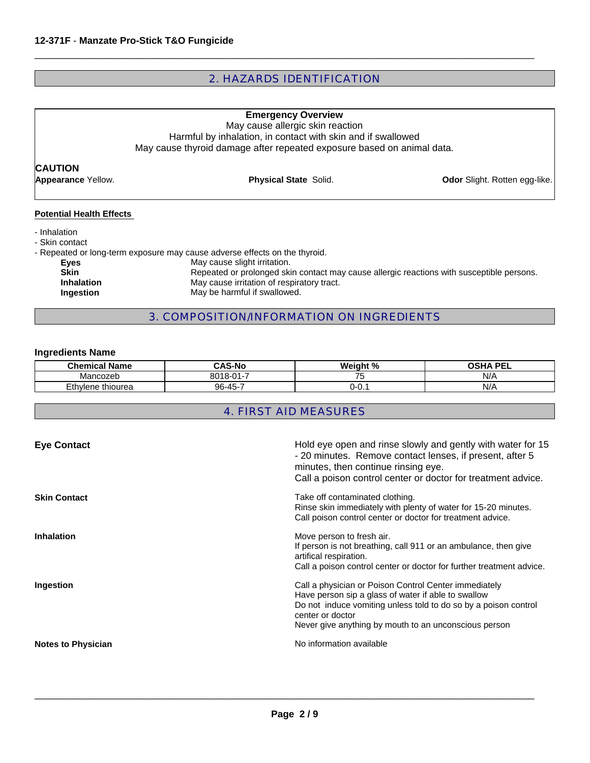## 2. HAZARDS IDENTIFICATION

**Emergency Overview**

May cause allergic skin reaction
Harmful by inhalation, in contact with skin and if swallowed
May cause thyroid damage after repeated exposure based on animal data.

**CAUTION**

**Appearance** Yellow. **Physical State** Solid. **Odor** Slight. Rotten egg-like.

**Potential Health Effects**

- Inhalation
- Skin contact
- Repeated or long-term exposure may cause adverse effects on the thyroid.

| | |
|---|---|
| **Eyes** | May cause slight irritation. |
| **Skin** | Repeated or prolonged skin contact may cause allergic reactions with susceptible persons. |
| **Inhalation** | May cause irritation of respiratory tract. |
| **Ingestion** | May be harmful if swallowed. |

## 3. COMPOSITION/INFORMATION ON INGREDIENTS

**Ingredients Name**

| Chemical Name | CAS-No | Weight % | OSHA PEL |
|---|---|---|---|
| Mancozeb | 8018-01-7 | 75 | N/A |
| Ethylene thiourea | 96-45-7 | 0-0.1 | N/A |

## 4. FIRST AID MEASURES

**Eye Contact**
Hold eye open and rinse slowly and gently with water for 15 - 20 minutes. Remove contact lenses, if present, after 5 minutes, then continue rinsing eye.
Call a poison control center or doctor for treatment advice.

**Skin Contact**
Take off contaminated clothing.
Rinse skin immediately with plenty of water for 15-20 minutes.
Call poison control center or doctor for treatment advice.

**Inhalation**
Move person to fresh air.
If person is not breathing, call 911 or an ambulance, then give artifical respiration.
Call a poison control center or doctor for further treatment advice.

**Ingestion**
Call a physician or Poison Control Center immediately
Have person sip a glass of water if able to swallow
Do not induce vomiting unless told to do so by a poison control center or doctor
Never give anything by mouth to an unconscious person

**Notes to Physician**
No information available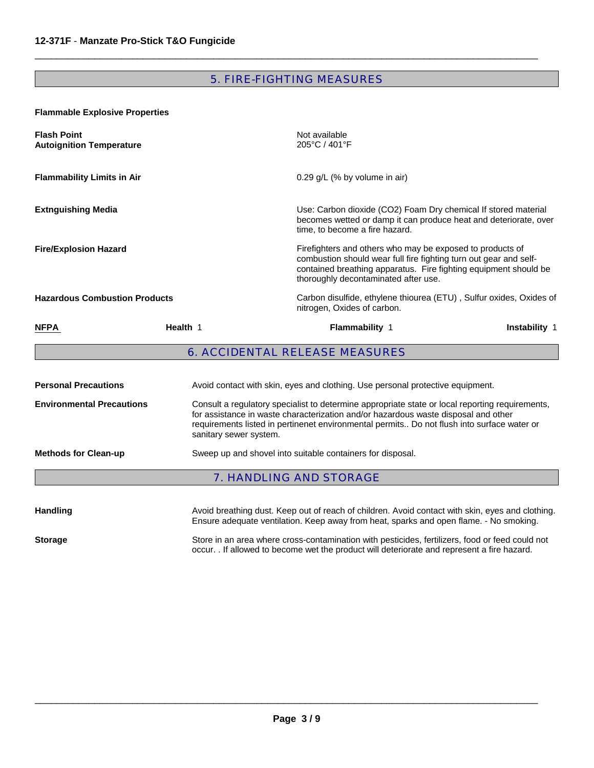## 5. FIRE-FIGHTING MEASURES

**Flammable Explosive Properties**

| | |
|---|---|
| **Flash Point** | Not available |
| **Autoignition Temperature** | 205°C / 401°F |
| **Flammability Limits in Air** | 0.29 g/L (% by volume in air) |
| **Extnguishing Media** | Use: Carbon dioxide ($CO_2$) Foam Dry chemical If stored material becomes wetted or damp it can produce heat and deteriorate, over time, to become a fire hazard. |
| **Fire/Explosion Hazard** | Firefighters and others who may be exposed to products of combustion should wear full fire fighting turn out gear and self-contained breathing apparatus. Fire fighting equipment should be thoroughly decontaminated after use. |
| **Hazardous Combustion Products** | Carbon disulfide, ethylene thiourea (ETU) , Sulfur oxides, Oxides of nitrogen, Oxides of carbon. |

| **NFPA** | **Health** 1 | **Flammability** 1 | **Instability** 1 |
|---|---|---|---|

## 6. ACCIDENTAL RELEASE MEASURES

| | |
|---|---|
| **Personal Precautions** | Avoid contact with skin, eyes and clothing. Use personal protective equipment. |
| **Environmental Precautions** | Consult a regulatory specialist to determine appropriate state or local reporting requirements, for assistance in waste characterization and/or hazardous waste disposal and other requirements listed in pertinenet environmental permits.. Do not flush into surface water or sanitary sewer system. |
| **Methods for Clean-up** | Sweep up and shovel into suitable containers for disposal. |

## 7. HANDLING AND STORAGE

| | |
|---|---|
| **Handling** | Avoid breathing dust. Keep out of reach of children. Avoid contact with skin, eyes and clothing. Ensure adequate ventilation. Keep away from heat, sparks and open flame. - No smoking. |
| **Storage** | Store in an area where cross-contamination with pesticides, fertilizers, food or feed could not occur. . If allowed to become wet the product will deteriorate and represent a fire hazard. |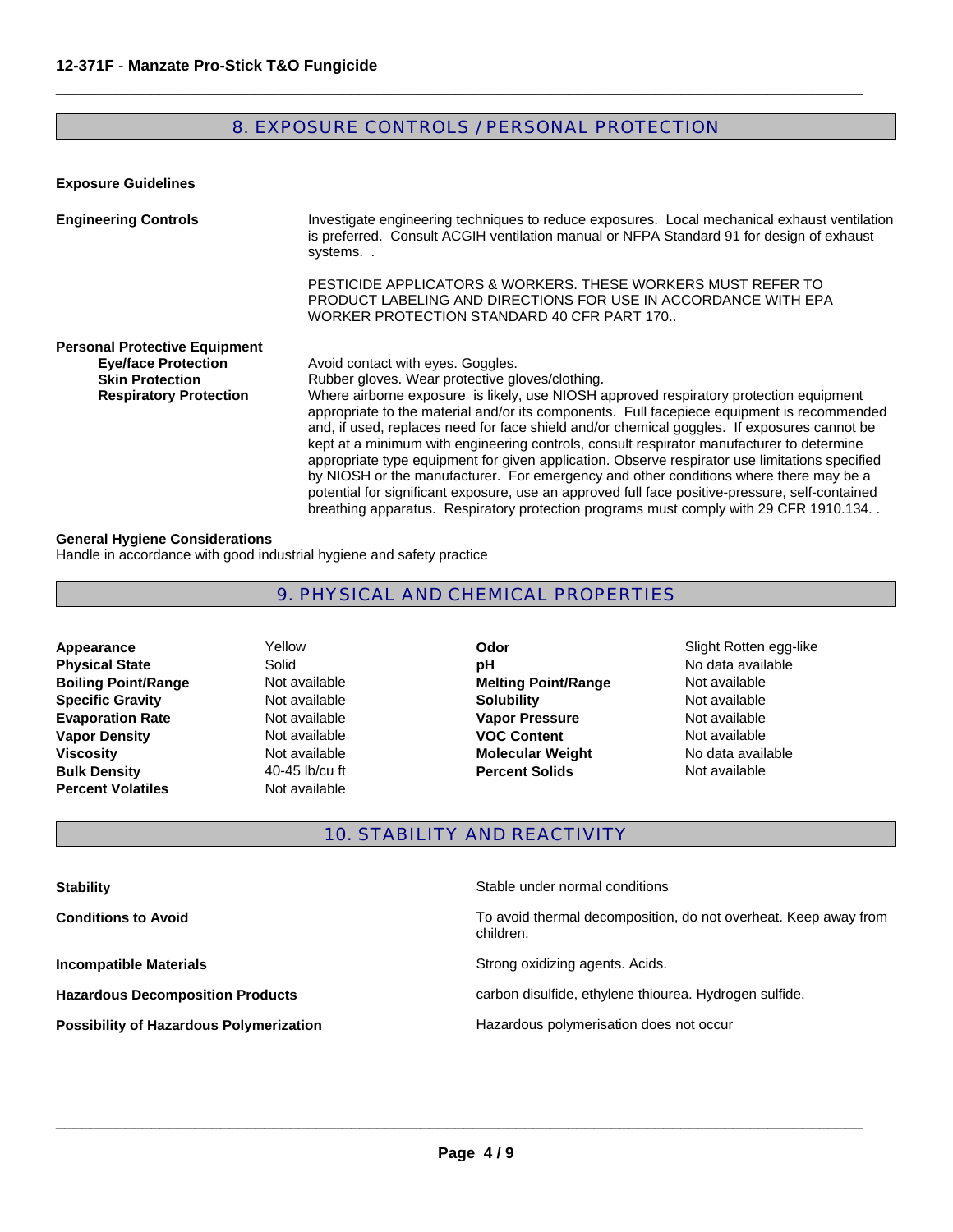## 8. EXPOSURE CONTROLS / PERSONAL PROTECTION

**Exposure Guidelines**

**Engineering Controls**

Investigate engineering techniques to reduce exposures. Local mechanical exhaust ventilation is preferred. Consult ACGIH ventilation manual or NFPA Standard 91 for design of exhaust systems. .

PESTICIDE APPLICATORS & WORKERS. THESE WORKERS MUST REFER TO PRODUCT LABELING AND DIRECTIONS FOR USE IN ACCORDANCE WITH EPA WORKER PROTECTION STANDARD 40 CFR PART 170..

**Personal Protective Equipment**

**Eye/face Protection**
Avoid contact with eyes. Goggles.

**Skin Protection**
Rubber gloves. Wear protective gloves/clothing.

**Respiratory Protection**
Where airborne exposure is likely, use NIOSH approved respiratory protection equipment appropriate to the material and/or its components. Full facepiece equipment is recommended and, if used, replaces need for face shield and/or chemical goggles. If exposures cannot be kept at a minimum with engineering controls, consult respirator manufacturer to determine appropriate type equipment for given application. Observe respirator use limitations specified by NIOSH or the manufacturer. For emergency and other conditions where there may be a potential for significant exposure, use an approved full face positive-pressure, self-contained breathing apparatus. Respiratory protection programs must comply with 29 CFR 1910.134. .

**General Hygiene Considerations**
Handle in accordance with good industrial hygiene and safety practice

## 9. PHYSICAL AND CHEMICAL PROPERTIES

| | | | |
|---|---|---|---|
| **Appearance** | Yellow | **Odor** | Slight Rotten egg-like |
| **Physical State** | Solid | **pH** | No data available |
| **Boiling Point/Range** | Not available | **Melting Point/Range** | Not available |
| **Specific Gravity** | Not available | **Solubility** | Not available |
| **Evaporation Rate** | Not available | **Vapor Pressure** | Not available |
| **Vapor Density** | Not available | **VOC Content** | Not available |
| **Viscosity** | Not available | **Molecular Weight** | No data available |
| **Bulk Density** | 40-45 lb/cu ft | **Percent Solids** | Not available |
| **Percent Volatiles** | Not available | | |

## 10. STABILITY AND REACTIVITY

**Stability**
Stable under normal conditions

**Conditions to Avoid**
To avoid thermal decomposition, do not overheat. Keep away from children.

**Incompatible Materials**
Strong oxidizing agents. Acids.

**Hazardous Decomposition Products**
carbon disulfide, ethylene thiourea. Hydrogen sulfide.

**Possibility of Hazardous Polymerization**
Hazardous polymerisation does not occur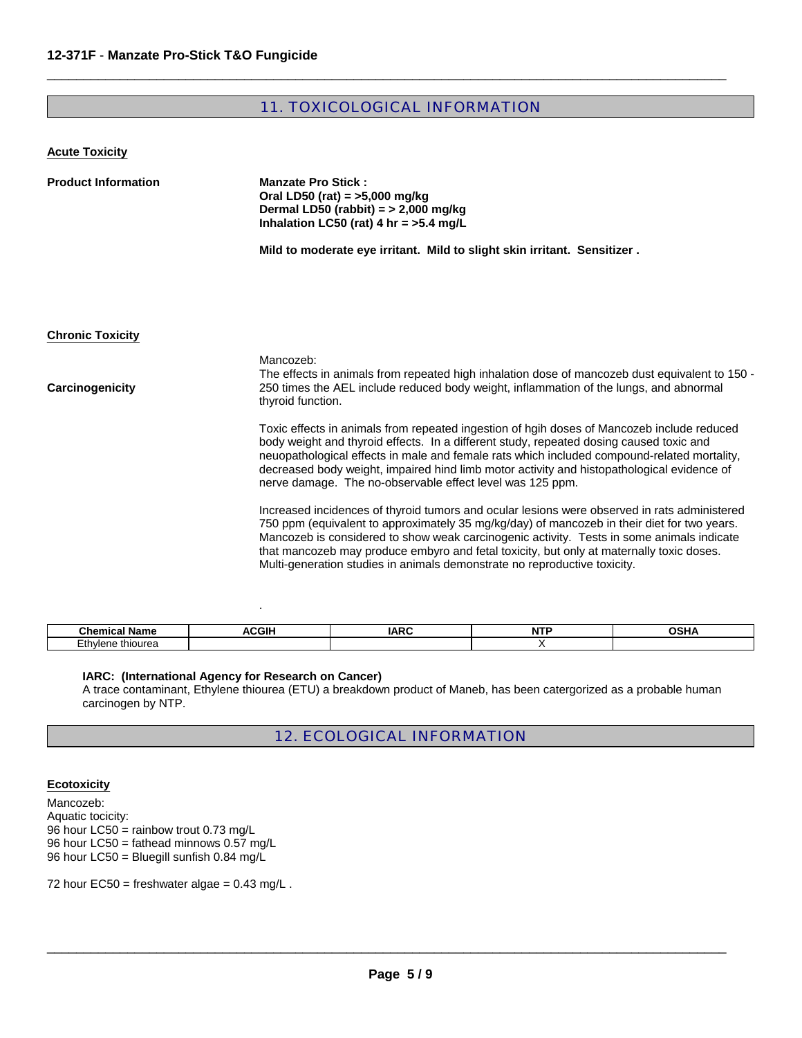## 11. TOXICOLOGICAL INFORMATION

**Acute Toxicity**

**Product Information**

**Manzate Pro Stick :**
**Oral LD50 (rat) = >5,000 mg/kg**
**Dermal LD50 (rabbit) = > 2,000 mg/kg**
**Inhalation LC50 (rat) 4 hr = >5.4 mg/L**

**Mild to moderate eye irritant. Mild to slight skin irritant. Sensitizer .**

**Chronic Toxicity**

**Carcinogenicity**

Mancozeb:
The effects in animals from repeated high inhalation dose of mancozeb dust equivalent to 150 - 250 times the AEL include reduced body weight, inflammation of the lungs, and abnormal thyroid function.

Toxic effects in animals from repeated ingestion of hgih doses of Mancozeb include reduced body weight and thyroid effects. In a different study, repeated dosing caused toxic and neuopathological effects in male and female rats which included compound-related mortality, decreased body weight, impaired hind limb motor activity and histopathological evidence of nerve damage. The no-observable effect level was 125 ppm.

Increased incidences of thyroid tumors and ocular lesions were observed in rats administered 750 ppm (equivalent to approximately 35 mg/kg/day) of mancozeb in their diet for two years. Mancozeb is considered to show weak carcinogenic activity. Tests in some animals indicate that mancozeb may produce embryo and fetal toxicity, but only at maternally toxic doses. Multi-generation studies in animals demonstrate no reproductive toxicity.

.

| Chemical Name | ACGIH | IARC | NTP | OSHA |
|---|---|---|---|---|
| Ethylene thiourea | | | X | |

**IARC: (International Agency for Research on Cancer)**
A trace contaminant, Ethylene thiourea (ETU) a breakdown product of Maneb, has been catergorized as a probable human carcinogen by NTP.

## 12. ECOLOGICAL INFORMATION

**Ecotoxicity**

Mancozeb:
Aquatic tocicity:
96 hour LC50 = rainbow trout 0.73 mg/L
96 hour LC50 = fathead minnows 0.57 mg/L
96 hour LC50 = Bluegill sunfish 0.84 mg/L

72 hour EC50 = freshwater algae = 0.43 mg/L .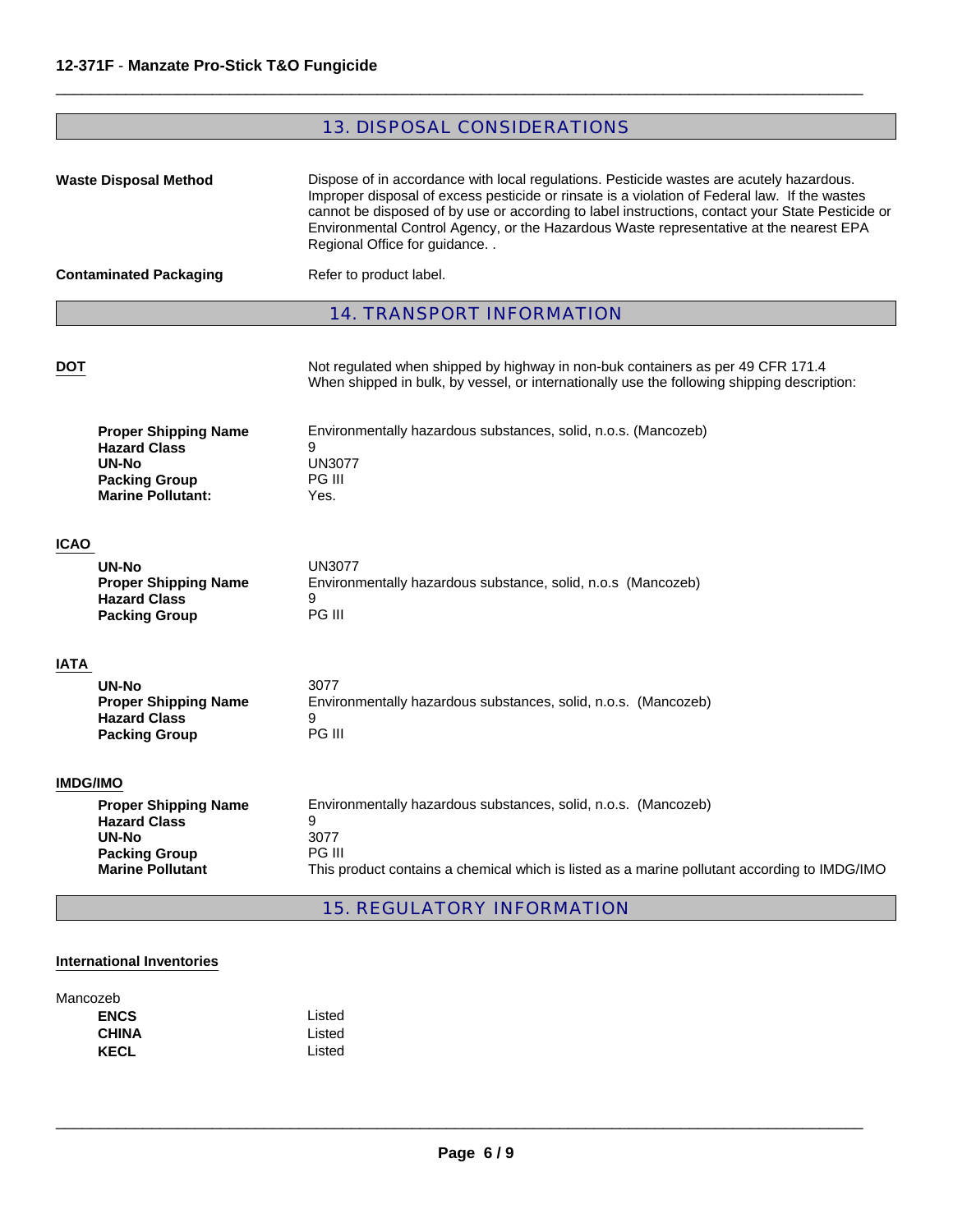## 13. DISPOSAL CONSIDERATIONS

**Waste Disposal Method**

Dispose of in accordance with local regulations. Pesticide wastes are acutely hazardous. Improper disposal of excess pesticide or rinsate is a violation of Federal law. If the wastes cannot be disposed of by use or according to label instructions, contact your State Pesticide or Environmental Control Agency, or the Hazardous Waste representative at the nearest EPA Regional Office for guidance. .

**Contaminated Packaging**

Refer to product label.

## 14. TRANSPORT INFORMATION

**DOT**

Not regulated when shipped by highway in non-buk containers as per 49 CFR 171.4
When shipped in bulk, by vessel, or internationally use the following shipping description:

| | |
|---|---|
| **Proper Shipping Name** | Environmentally hazardous substances, solid, n.o.s. (Mancozeb) |
| **Hazard Class** | 9 |
| **UN-No** | UN3077 |
| **Packing Group** | PG III |
| **Marine Pollutant:** | Yes. |

**ICAO**

| | |
|---|---|
| **UN-No** | UN3077 |
| **Proper Shipping Name** | Environmentally hazardous substance, solid, n.o.s (Mancozeb) |
| **Hazard Class** | 9 |
| **Packing Group** | PG III |

**IATA**

| | |
|---|---|
| **UN-No** | 3077 |
| **Proper Shipping Name** | Environmentally hazardous substances, solid, n.o.s. (Mancozeb) |
| **Hazard Class** | 9 |
| **Packing Group** | PG III |

**IMDG/IMO**

| | |
|---|---|
| **Proper Shipping Name** | Environmentally hazardous substances, solid, n.o.s. (Mancozeb) |
| **Hazard Class** | 9 |
| **UN-No** | 3077 |
| **Packing Group** | PG III |
| **Marine Pollutant** | This product contains a chemical which is listed as a marine pollutant according to IMDG/IMO |

## 15. REGULATORY INFORMATION

**International Inventories**

Mancozeb

| | |
|---|---|
| **ENCS** | Listed |
| **CHINA** | Listed |
| **KECL** | Listed |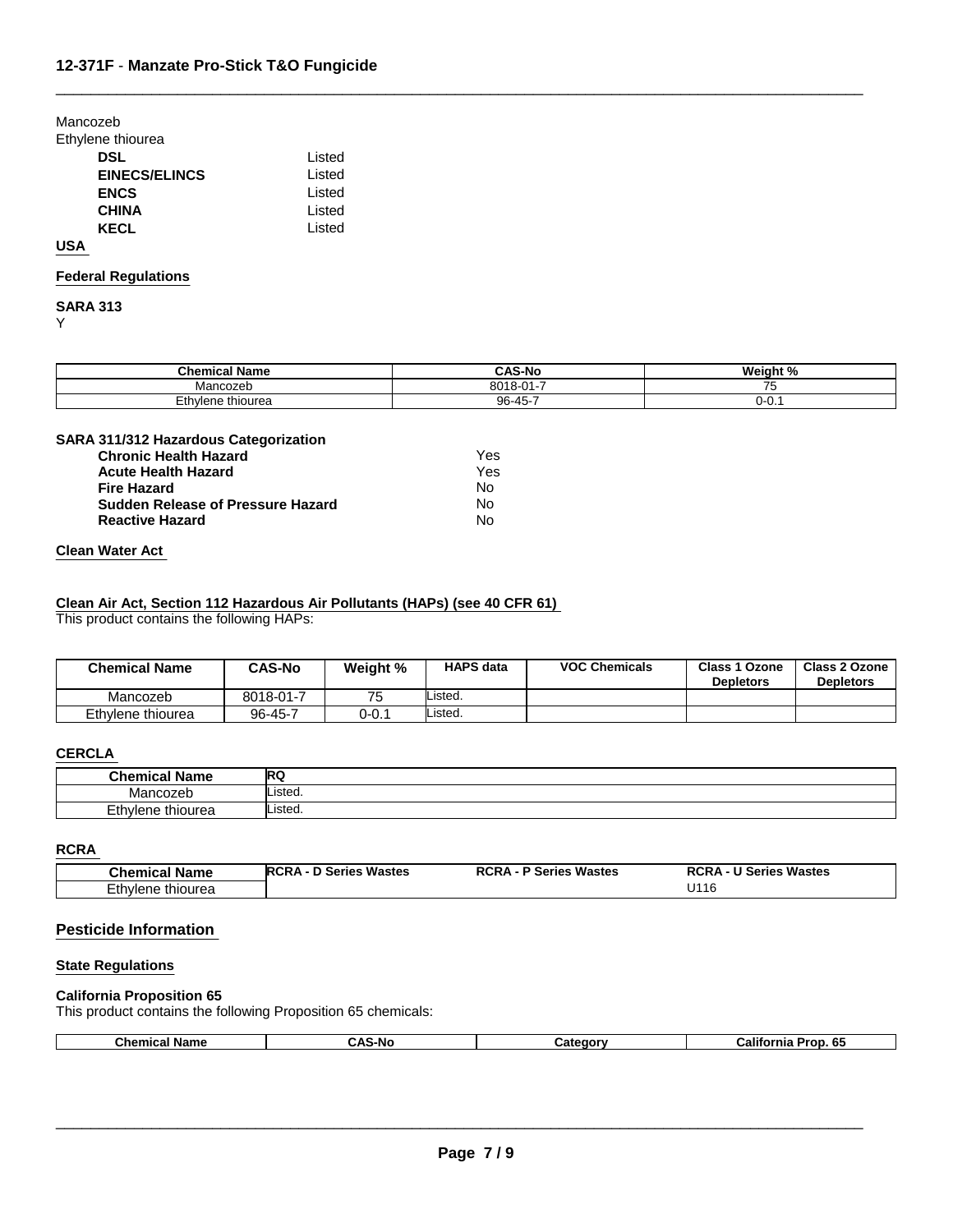Mancozeb
Ethylene thiourea

| | |
|---|---|
| **DSL** | Listed |
| **EINECS/ELINCS** | Listed |
| **ENCS** | Listed |
| **CHINA** | Listed |
| **KECL** | Listed |

## USA

### Federal Regulations

**SARA 313**
Y

| Chemical Name | CAS-No | Weight % |
|---|---|---|
| Mancozeb | 8018-01-7 | 75 |
| Ethylene thiourea | 96-45-7 | 0-0.1 |

**SARA 311/312 Hazardous Categorization**

| | |
|---|---|
| **Chronic Health Hazard** | Yes |
| **Acute Health Hazard** | Yes |
| **Fire Hazard** | No |
| **Sudden Release of Pressure Hazard** | No |
| **Reactive Hazard** | No |

### Clean Water Act

### Clean Air Act, Section 112 Hazardous Air Pollutants (HAPs) (see 40 CFR 61)

This product contains the following HAPs:

| Chemical Name | CAS-No | Weight % | HAPS data | VOC Chemicals | Class 1 Ozone Depletors | Class 2 Ozone Depletors |
|---|---|---|---|---|---|---|
| Mancozeb | 8018-01-7 | 75 | Listed. | | | |
| Ethylene thiourea | 96-45-7 | 0-0.1 | Listed. | | | |

### CERCLA

| Chemical Name | RQ |
|---|---|
| Mancozeb | Listed. |
| Ethylene thiourea | Listed. |

### RCRA

| Chemical Name | RCRA - D Series Wastes | RCRA - P Series Wastes | RCRA - U Series Wastes |
|---|---|---|---|
| Ethylene thiourea | | | U116 |

## Pesticide Information

### State Regulations

**California Proposition 65**
This product contains the following Proposition 65 chemicals:

| Chemical Name | CAS-No | Category | California Prop. 65 |
|---|---|---|---|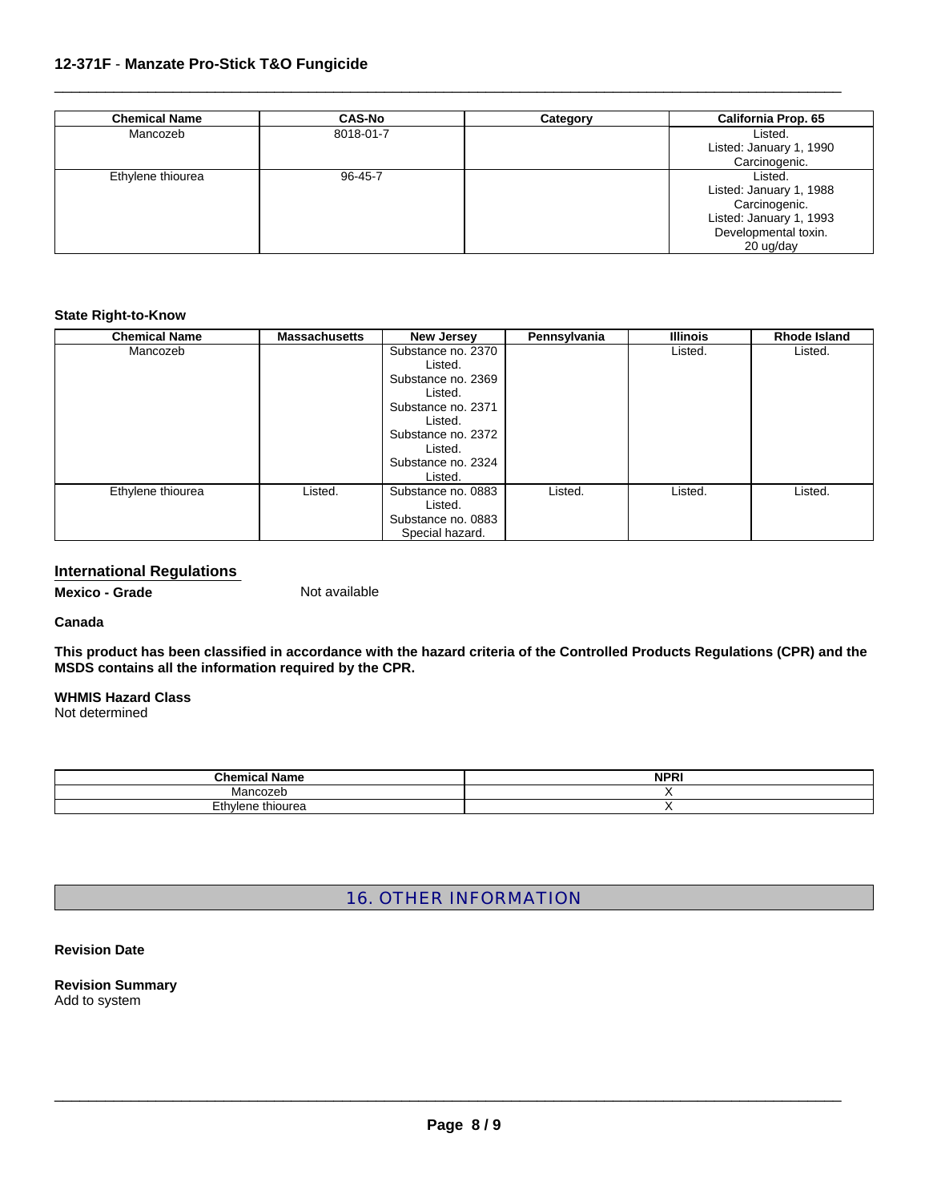| Chemical Name | CAS-No | Category | California Prop. 65 |
| --- | --- | --- | --- |
| Mancozeb | 8018-01-7 | | Listed.<br>Listed: January 1, 1990<br>Carcinogenic. |
| Ethylene thiourea | 96-45-7 | | Listed.<br>Listed: January 1, 1988<br>Carcinogenic.<br>Listed: January 1, 1993<br>Developmental toxin.<br>20 ug/day |

**State Right-to-Know**

| Chemical Name | Massachusetts | New Jersey | Pennsylvania | Illinois | Rhode Island |
| --- | --- | --- | --- | --- | --- |
| Mancozeb | | Substance no. 2370<br>Listed.<br>Substance no. 2369<br>Listed.<br>Substance no. 2371<br>Listed.<br>Substance no. 2372<br>Listed.<br>Substance no. 2324<br>Listed. | | Listed. | Listed. |
| Ethylene thiourea | Listed. | Substance no. 0883<br>Listed.<br>Substance no. 0883<br>Special hazard. | Listed. | Listed. | Listed. |

## International Regulations

**Mexico - Grade** Not available

**Canada**

**This product has been classified in accordance with the hazard criteria of the Controlled Products Regulations (CPR) and the MSDS contains all the information required by the CPR.**

**WHMIS Hazard Class**
Not determined

| Chemical Name | NPRI |
| --- | --- |
| Mancozeb | X |
| Ethylene thiourea | X |

## 16. OTHER INFORMATION

**Revision Date**

**Revision Summary**
Add to system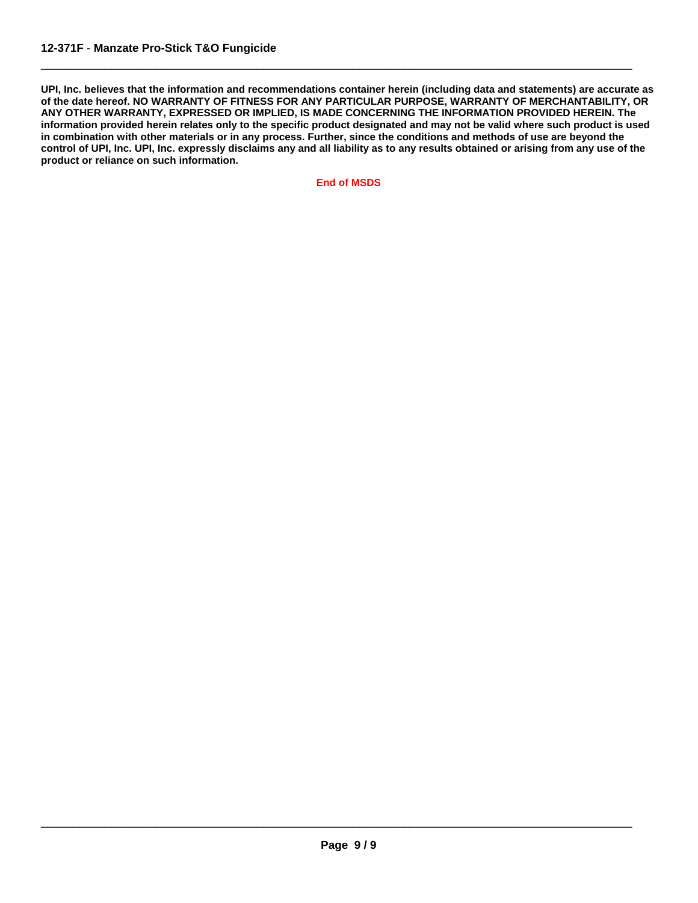**UPI, Inc. believes that the information and recommendations container herein (including data and statements) are accurate as of the date hereof. NO WARRANTY OF FITNESS FOR ANY PARTICULAR PURPOSE, WARRANTY OF MERCHANTABILITY, OR ANY OTHER WARRANTY, EXPRESSED OR IMPLIED, IS MADE CONCERNING THE INFORMATION PROVIDED HEREIN. The information provided herein relates only to the specific product designated and may not be valid where such product is used in combination with other materials or in any process. Further, since the conditions and methods of use are beyond the control of UPI, Inc. UPI, Inc. expressly disclaims any and all liability as to any results obtained or arising from any use of the product or reliance on such information.**

**End of MSDS**